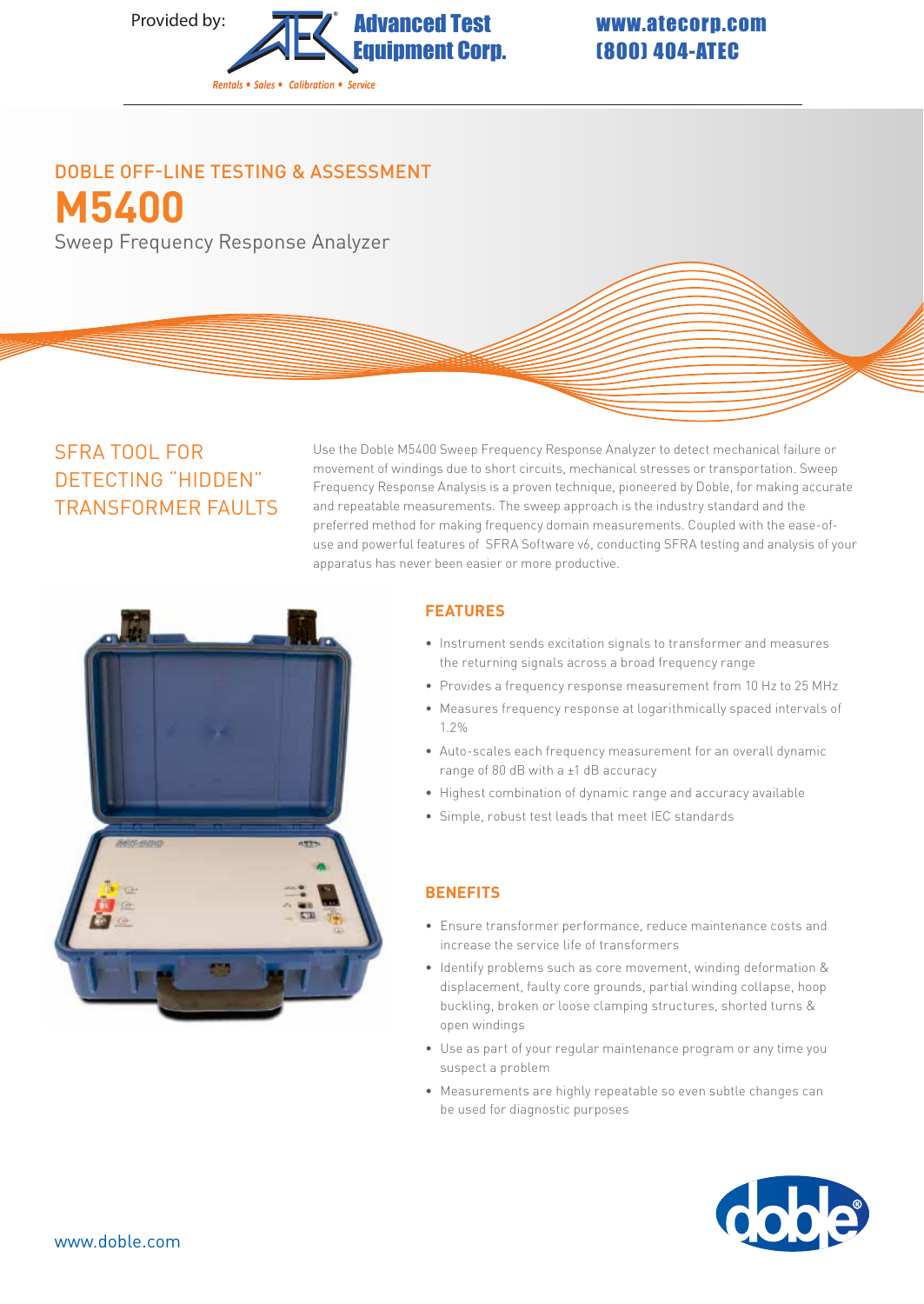Provided by: **Advanced Test Equipment Corp.**

*Rentals • Sales • Calibration • Service*

www.atecorp.com
(800) 404-ATEC

## DOBLE OFF-LINE TESTING & ASSESSMENT

# M5400

Sweep Frequency Response Analyzer

## SFRA TOOL FOR DETECTING "HIDDEN" TRANSFORMER FAULTS

Use the Doble M5400 Sweep Frequency Response Analyzer to detect mechanical failure or movement of windings due to short circuits, mechanical stresses or transportation. Sweep Frequency Response Analysis is a proven technique, pioneered by Doble, for making accurate and repeatable measurements. The sweep approach is the industry standard and the preferred method for making frequency domain measurements. Coupled with the ease-of-use and powerful features of SFRA Software v6, conducting SFRA testing and analysis of your apparatus has never been easier or more productive.

### FEATURES

- Instrument sends excitation signals to transformer and measures the returning signals across a broad frequency range
- Provides a frequency response measurement from 10 Hz to 25 MHz
- Measures frequency response at logarithmically spaced intervals of 1.2%
- Auto-scales each frequency measurement for an overall dynamic range of 80 dB with a ±1 dB accuracy
- Highest combination of dynamic range and accuracy available
- Simple, robust test leads that meet IEC standards

### BENEFITS

- Ensure transformer performance, reduce maintenance costs and increase the service life of transformers
- Identify problems such as core movement, winding deformation & displacement, faulty core grounds, partial winding collapse, hoop buckling, broken or loose clamping structures, shorted turns & open windings
- Use as part of your regular maintenance program or any time you suspect a problem
- Measurements are highly repeatable so even subtle changes can be used for diagnostic purposes

www.doble.com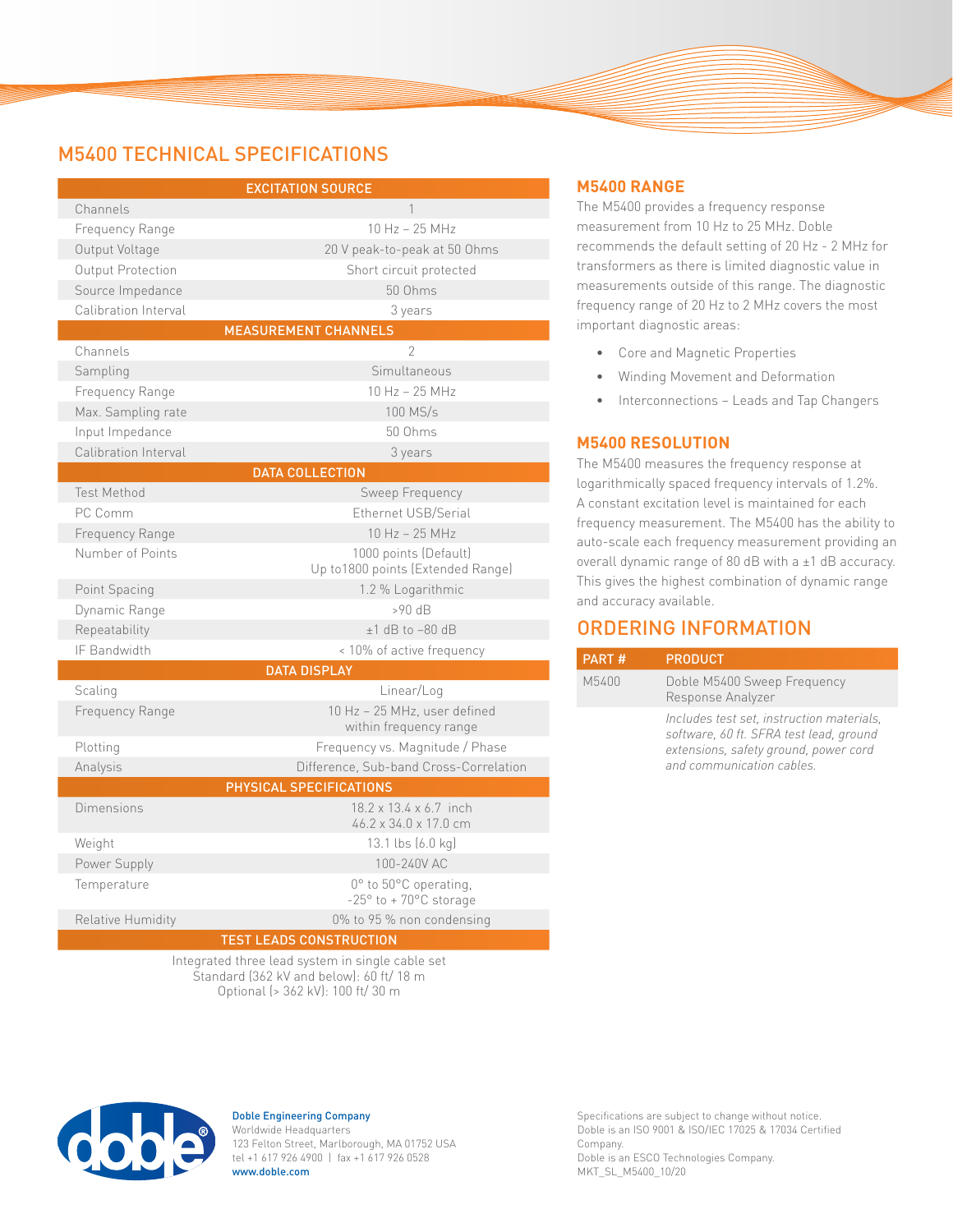# M5400 TECHNICAL SPECIFICATIONS

| | |
|---|---|
| **EXCITATION SOURCE** | |
| Channels | 1 |
| Frequency Range | 10 Hz – 25 MHz |
| Output Voltage | 20 V peak-to-peak at 50 Ohms |
| Output Protection | Short circuit protected |
| Source Impedance | 50 Ohms |
| Calibration Interval | 3 years |
| **MEASUREMENT CHANNELS** | |
| Channels | 2 |
| Sampling | Simultaneous |
| Frequency Range | 10 Hz – 25 MHz |
| Max. Sampling rate | 100 MS/s |
| Input Impedance | 50 Ohms |
| Calibration Interval | 3 years |
| **DATA COLLECTION** | |
| Test Method | Sweep Frequency |
| PC Comm | Ethernet USB/Serial |
| Frequency Range | 10 Hz – 25 MHz |
| Number of Points | 1000 points (Default)<br>Up to1800 points (Extended Range) |
| Point Spacing | 1.2 % Logarithmic |
| Dynamic Range | >90 dB |
| Repeatability | ±1 dB to –80 dB |
| IF Bandwidth | < 10% of active frequency |
| **DATA DISPLAY** | |
| Scaling | Linear/Log |
| Frequency Range | 10 Hz – 25 MHz, user defined within frequency range |
| Plotting | Frequency vs. Magnitude / Phase |
| Analysis | Difference, Sub-band Cross-Correlation |
| **PHYSICAL SPECIFICATIONS** | |
| Dimensions | 18.2 x 13.4 x 6.7 inch<br>46.2 x 34.0 x 17.0 cm |
| Weight | 13.1 lbs (6.0 kg) |
| Power Supply | 100-240V AC |
| Temperature | 0° to 50°C operating,<br>-25° to + 70°C storage |
| Relative Humidity | 0% to 95 % non condensing |
| **TEST LEADS CONSTRUCTION** | |
| Integrated three lead system in single cable set<br>Standard (362 kV and below): 60 ft/ 18 m<br>Optional (> 362 kV): 100 ft/ 30 m | |

## M5400 RANGE

The M5400 provides a frequency response measurement from 10 Hz to 25 MHz. Doble recommends the default setting of 20 Hz - 2 MHz for transformers as there is limited diagnostic value in measurements outside of this range. The diagnostic frequency range of 20 Hz to 2 MHz covers the most important diagnostic areas:

- Core and Magnetic Properties
- Winding Movement and Deformation
- Interconnections – Leads and Tap Changers

## M5400 RESOLUTION

The M5400 measures the frequency response at logarithmically spaced frequency intervals of 1.2%. A constant excitation level is maintained for each frequency measurement. The M5400 has the ability to auto-scale each frequency measurement providing an overall dynamic range of 80 dB with a ±1 dB accuracy. This gives the highest combination of dynamic range and accuracy available.

# ORDERING INFORMATION

| PART # | PRODUCT |
|---|---|
| M5400 | Doble M5400 Sweep Frequency Response Analyzer<br>*Includes test set, instruction materials, software, 60 ft. SFRA test lead, ground extensions, safety ground, power cord and communication cables.* |

**Doble Engineering Company**
Worldwide Headquarters
123 Felton Street, Marlborough, MA 01752 USA
tel +1 617 926 4900 | fax +1 617 926 0528
www.doble.com

Specifications are subject to change without notice.
Doble is an ISO 9001 & ISO/IEC 17025 & 17034 Certified Company.
Doble is an ESCO Technologies Company.
MKT_SL_M5400_10/20